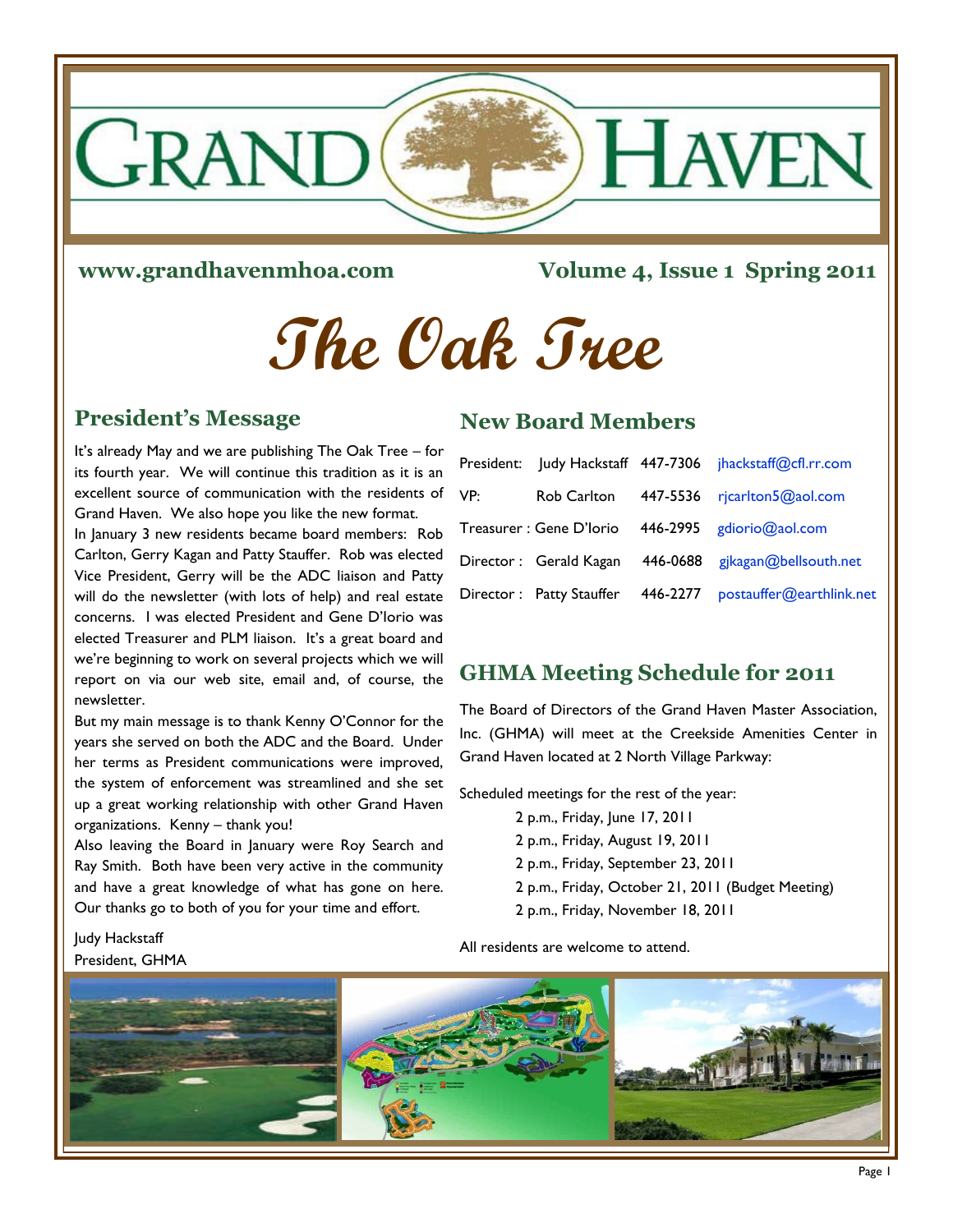# GRAND HAVEN

**www.grandhavenmhoa.com** **Volume 4, Issue 1 Spring 2011**

# The Oak Tree

## President's Message

It's already May and we are publishing The Oak Tree – for its fourth year. We will continue this tradition as it is an excellent source of communication with the residents of Grand Haven. We also hope you like the new format.

In January 3 new residents became board members: Rob Carlton, Gerry Kagan and Patty Stauffer. Rob was elected Vice President, Gerry will be the ADC liaison and Patty will do the newsletter (with lots of help) and real estate concerns. I was elected President and Gene D'Iorio was elected Treasurer and PLM liaison. It's a great board and we're beginning to work on several projects which we will report on via our web site, email and, of course, the newsletter.

But my main message is to thank Kenny O'Connor for the years she served on both the ADC and the Board. Under her terms as President communications were improved, the system of enforcement was streamlined and she set up a great working relationship with other Grand Haven organizations. Kenny – thank you!

Also leaving the Board in January were Roy Search and Ray Smith. Both have been very active in the community and have a great knowledge of what has gone on here. Our thanks go to both of you for your time and effort.

Judy Hackstaff
President, GHMA

## New Board Members

| | | | |
|---|---|---|---|
| President: | Judy Hackstaff | 447-7306 | jhackstaff@cfl.rr.com |
| VP: | Rob Carlton | 447-5536 | rjcarlton5@aol.com |
| Treasurer : | Gene D'Iorio | 446-2995 | gdiorio@aol.com |
| Director : | Gerald Kagan | 446-0688 | gjkagan@bellsouth.net |
| Director : | Patty Stauffer | 446-2277 | postauffer@earthlink.net |

## GHMA Meeting Schedule for 2011

The Board of Directors of the Grand Haven Master Association, Inc. (GHMA) will meet at the Creekside Amenities Center in Grand Haven located at 2 North Village Parkway:

Scheduled meetings for the rest of the year:

- 2 p.m., Friday, June 17, 2011
- 2 p.m., Friday, August 19, 2011
- 2 p.m., Friday, September 23, 2011
- 2 p.m., Friday, October 21, 2011 (Budget Meeting)
- 2 p.m., Friday, November 18, 2011

All residents are welcome to attend.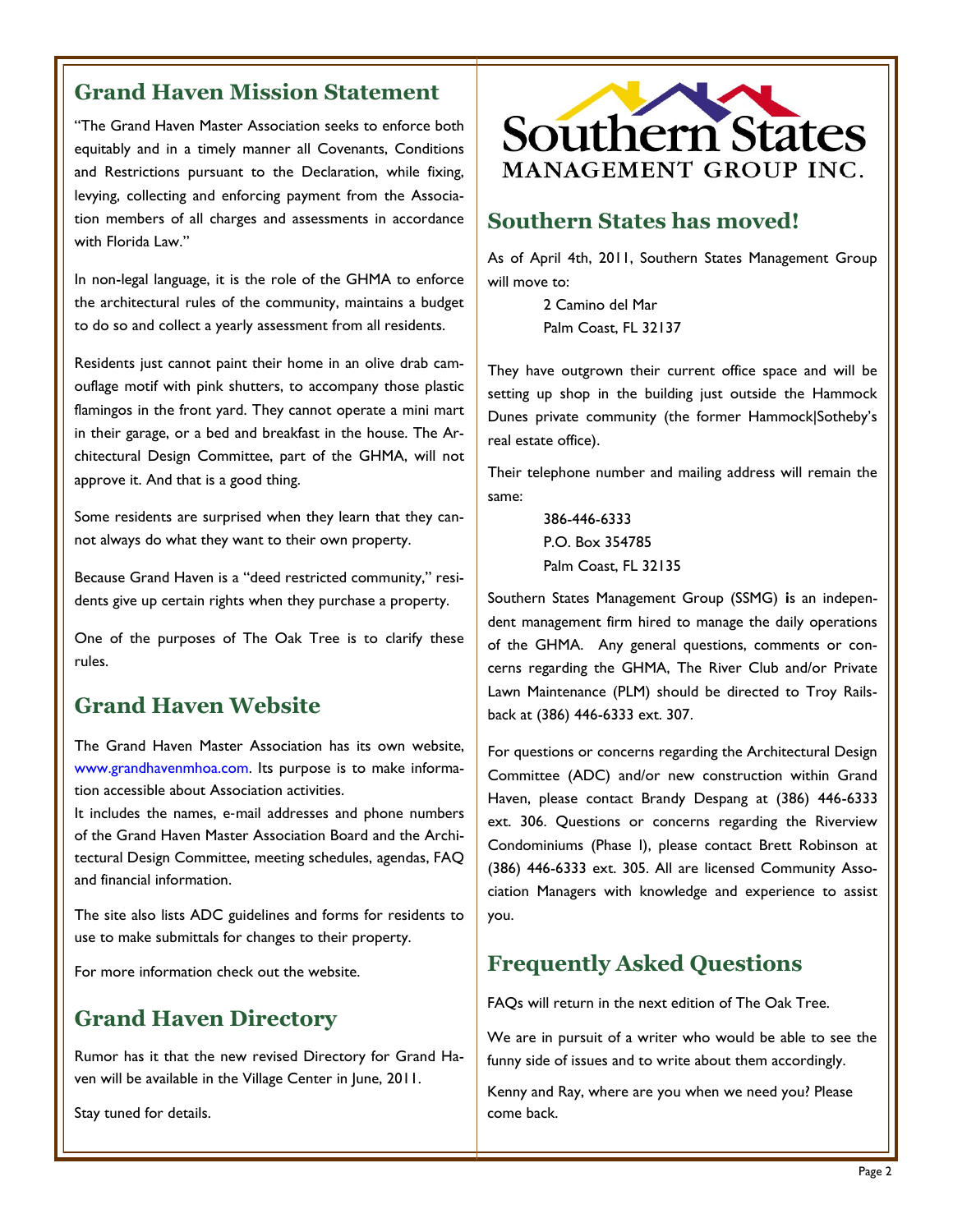## Grand Haven Mission Statement

"The Grand Haven Master Association seeks to enforce both equitably and in a timely manner all Covenants, Conditions and Restrictions pursuant to the Declaration, while fixing, levying, collecting and enforcing payment from the Association members of all charges and assessments in accordance with Florida Law."

In non-legal language, it is the role of the GHMA to enforce the architectural rules of the community, maintains a budget to do so and collect a yearly assessment from all residents.

Residents just cannot paint their home in an olive drab camouflage motif with pink shutters, to accompany those plastic flamingos in the front yard. They cannot operate a mini mart in their garage, or a bed and breakfast in the house. The Architectural Design Committee, part of the GHMA, will not approve it. And that is a good thing.

Some residents are surprised when they learn that they cannot always do what they want to their own property.

Because Grand Haven is a "deed restricted community," residents give up certain rights when they purchase a property.

One of the purposes of The Oak Tree is to clarify these rules.

## Grand Haven Website

The Grand Haven Master Association has its own website, www.grandhavenmhoa.com. Its purpose is to make information accessible about Association activities.

It includes the names, e-mail addresses and phone numbers of the Grand Haven Master Association Board and the Architectural Design Committee, meeting schedules, agendas, FAQ and financial information.

The site also lists ADC guidelines and forms for residents to use to make submittals for changes to their property.

For more information check out the website.

## Grand Haven Directory

Rumor has it that the new revised Directory for Grand Haven will be available in the Village Center in June, 2011.

Stay tuned for details.

Southern States MANAGEMENT GROUP INC.

## Southern States has moved!

As of April 4th, 2011, Southern States Management Group will move to:

2 Camino del Mar
Palm Coast, FL 32137

They have outgrown their current office space and will be setting up shop in the building just outside the Hammock Dunes private community (the former Hammock|Sotheby's real estate office).

Their telephone number and mailing address will remain the same:

386-446-6333
P.O. Box 354785
Palm Coast, FL 32135

Southern States Management Group (SSMG) is an independent management firm hired to manage the daily operations of the GHMA. Any general questions, comments or concerns regarding the GHMA, The River Club and/or Private Lawn Maintenance (PLM) should be directed to Troy Railsback at (386) 446-6333 ext. 307.

For questions or concerns regarding the Architectural Design Committee (ADC) and/or new construction within Grand Haven, please contact Brandy Despang at (386) 446-6333 ext. 306. Questions or concerns regarding the Riverview Condominiums (Phase I), please contact Brett Robinson at (386) 446-6333 ext. 305. All are licensed Community Association Managers with knowledge and experience to assist you.

## Frequently Asked Questions

FAQs will return in the next edition of The Oak Tree.

We are in pursuit of a writer who would be able to see the funny side of issues and to write about them accordingly.

Kenny and Ray, where are you when we need you? Please come back.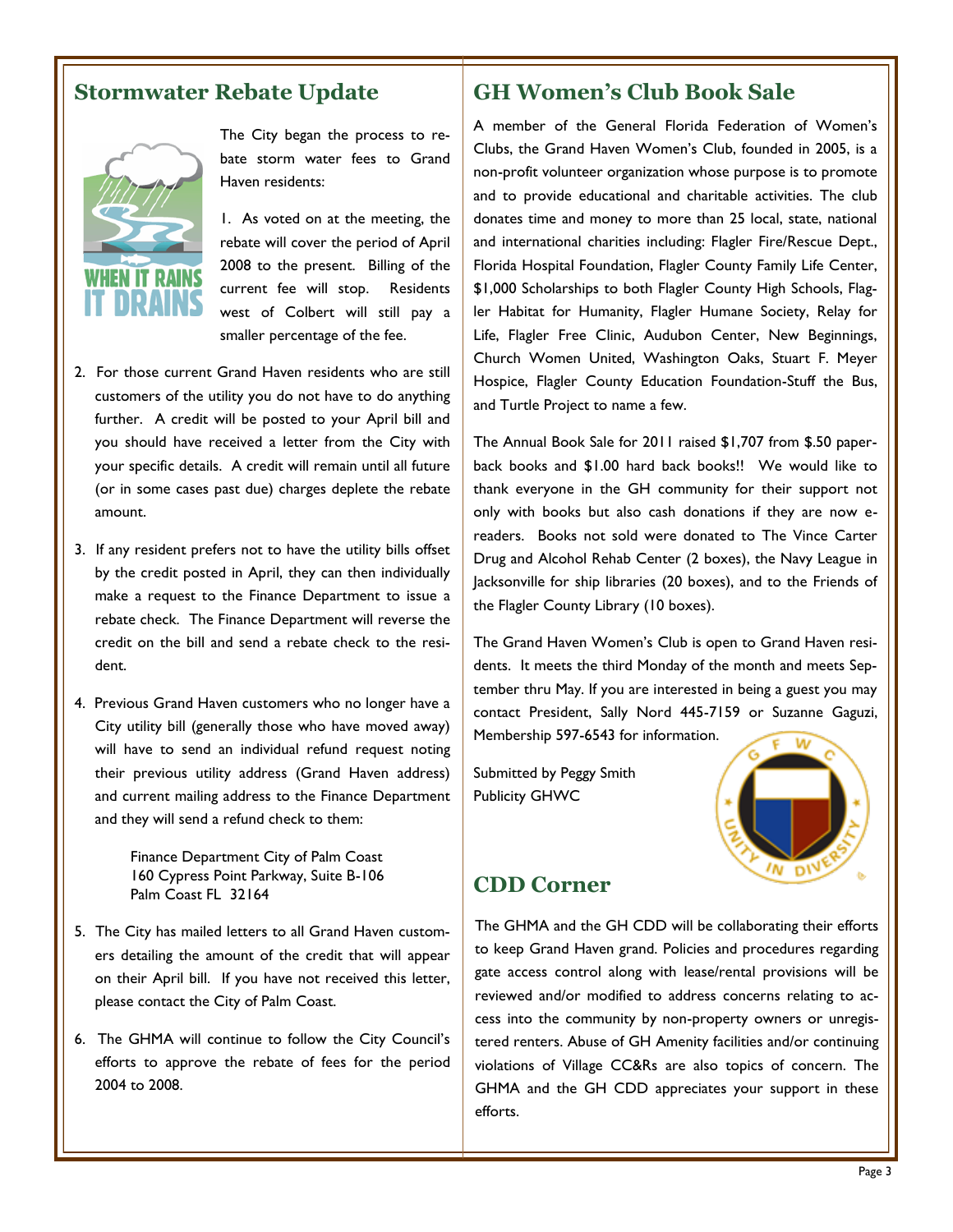## Stormwater Rebate Update

The City began the process to rebate storm water fees to Grand Haven residents:

1. As voted on at the meeting, the rebate will cover the period of April 2008 to the present. Billing of the current fee will stop. Residents west of Colbert will still pay a smaller percentage of the fee.
2. For those current Grand Haven residents who are still customers of the utility you do not have to do anything further. A credit will be posted to your April bill and you should have received a letter from the City with your specific details. A credit will remain until all future (or in some cases past due) charges deplete the rebate amount.
3. If any resident prefers not to have the utility bills offset by the credit posted in April, they can then individually make a request to the Finance Department to issue a rebate check. The Finance Department will reverse the credit on the bill and send a rebate check to the resident.
4. Previous Grand Haven customers who no longer have a City utility bill (generally those who have moved away) will have to send an individual refund request noting their previous utility address (Grand Haven address) and current mailing address to the Finance Department and they will send a refund check to them:

   Finance Department City of Palm Coast
   160 Cypress Point Parkway, Suite B-106
   Palm Coast FL 32164

5. The City has mailed letters to all Grand Haven customers detailing the amount of the credit that will appear on their April bill. If you have not received this letter, please contact the City of Palm Coast.
6. The GHMA will continue to follow the City Council's efforts to approve the rebate of fees for the period 2004 to 2008.

## GH Women's Club Book Sale

A member of the General Florida Federation of Women's Clubs, the Grand Haven Women's Club, founded in 2005, is a non-profit volunteer organization whose purpose is to promote and to provide educational and charitable activities. The club donates time and money to more than 25 local, state, national and international charities including: Flagler Fire/Rescue Dept., Florida Hospital Foundation, Flagler County Family Life Center, $1,000 Scholarships to both Flagler County High Schools, Flagler Habitat for Humanity, Flagler Humane Society, Relay for Life, Flagler Free Clinic, Audubon Center, New Beginnings, Church Women United, Washington Oaks, Stuart F. Meyer Hospice, Flagler County Education Foundation-Stuff the Bus, and Turtle Project to name a few.

The Annual Book Sale for 2011 raised $1,707 from $.50 paperback books and $1.00 hard back books!! We would like to thank everyone in the GH community for their support not only with books but also cash donations if they are now e-readers. Books not sold were donated to The Vince Carter Drug and Alcohol Rehab Center (2 boxes), the Navy League in Jacksonville for ship libraries (20 boxes), and to the Friends of the Flagler County Library (10 boxes).

The Grand Haven Women's Club is open to Grand Haven residents. It meets the third Monday of the month and meets September thru May. If you are interested in being a guest you may contact President, Sally Nord 445-7159 or Suzanne Gaguzi, Membership 597-6543 for information.

Submitted by Peggy Smith
Publicity GHWC

## CDD Corner

The GHMA and the GH CDD will be collaborating their efforts to keep Grand Haven grand. Policies and procedures regarding gate access control along with lease/rental provisions will be reviewed and/or modified to address concerns relating to access into the community by non-property owners or unregistered renters. Abuse of GH Amenity facilities and/or continuing violations of Village CC&Rs are also topics of concern. The GHMA and the GH CDD appreciates your support in these efforts.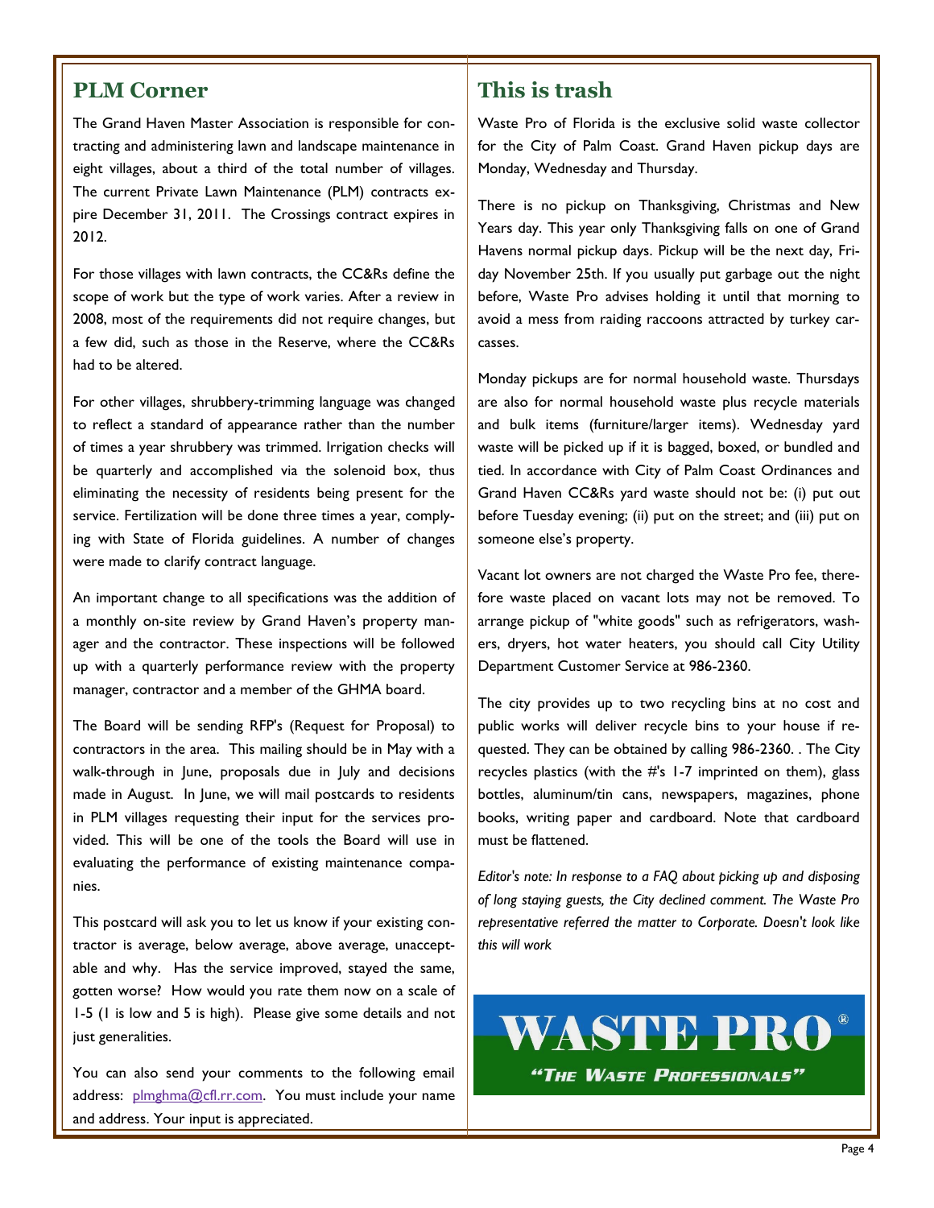## PLM Corner

The Grand Haven Master Association is responsible for contracting and administering lawn and landscape maintenance in eight villages, about a third of the total number of villages. The current Private Lawn Maintenance (PLM) contracts expire December 31, 2011. The Crossings contract expires in 2012.

For those villages with lawn contracts, the CC&Rs define the scope of work but the type of work varies. After a review in 2008, most of the requirements did not require changes, but a few did, such as those in the Reserve, where the CC&Rs had to be altered.

For other villages, shrubbery-trimming language was changed to reflect a standard of appearance rather than the number of times a year shrubbery was trimmed. Irrigation checks will be quarterly and accomplished via the solenoid box, thus eliminating the necessity of residents being present for the service. Fertilization will be done three times a year, complying with State of Florida guidelines. A number of changes were made to clarify contract language.

An important change to all specifications was the addition of a monthly on-site review by Grand Haven's property manager and the contractor. These inspections will be followed up with a quarterly performance review with the property manager, contractor and a member of the GHMA board.

The Board will be sending RFP's (Request for Proposal) to contractors in the area. This mailing should be in May with a walk-through in June, proposals due in July and decisions made in August. In June, we will mail postcards to residents in PLM villages requesting their input for the services provided. This will be one of the tools the Board will use in evaluating the performance of existing maintenance companies.

This postcard will ask you to let us know if your existing contractor is average, below average, above average, unacceptable and why. Has the service improved, stayed the same, gotten worse? How would you rate them now on a scale of 1-5 (1 is low and 5 is high). Please give some details and not just generalities.

You can also send your comments to the following email address: plmghma@cfl.rr.com. You must include your name and address. Your input is appreciated.

## This is trash

Waste Pro of Florida is the exclusive solid waste collector for the City of Palm Coast. Grand Haven pickup days are Monday, Wednesday and Thursday.

There is no pickup on Thanksgiving, Christmas and New Years day. This year only Thanksgiving falls on one of Grand Havens normal pickup days. Pickup will be the next day, Friday November 25th. If you usually put garbage out the night before, Waste Pro advises holding it until that morning to avoid a mess from raiding raccoons attracted by turkey carcasses.

Monday pickups are for normal household waste. Thursdays are also for normal household waste plus recycle materials and bulk items (furniture/larger items). Wednesday yard waste will be picked up if it is bagged, boxed, or bundled and tied. In accordance with City of Palm Coast Ordinances and Grand Haven CC&Rs yard waste should not be: (i) put out before Tuesday evening; (ii) put on the street; and (iii) put on someone else's property.

Vacant lot owners are not charged the Waste Pro fee, therefore waste placed on vacant lots may not be removed. To arrange pickup of "white goods" such as refrigerators, washers, dryers, hot water heaters, you should call City Utility Department Customer Service at 986-2360.

The city provides up to two recycling bins at no cost and public works will deliver recycle bins to your house if requested. They can be obtained by calling 986-2360. . The City recycles plastics (with the #'s 1-7 imprinted on them), glass bottles, aluminum/tin cans, newspapers, magazines, phone books, writing paper and cardboard. Note that cardboard must be flattened.

*Editor's note: In response to a FAQ about picking up and disposing of long staying guests, the City declined comment. The Waste Pro representative referred the matter to Corporate. Doesn't look like this will work*

**WASTE PRO®**

*"THE WASTE PROFESSIONALS"*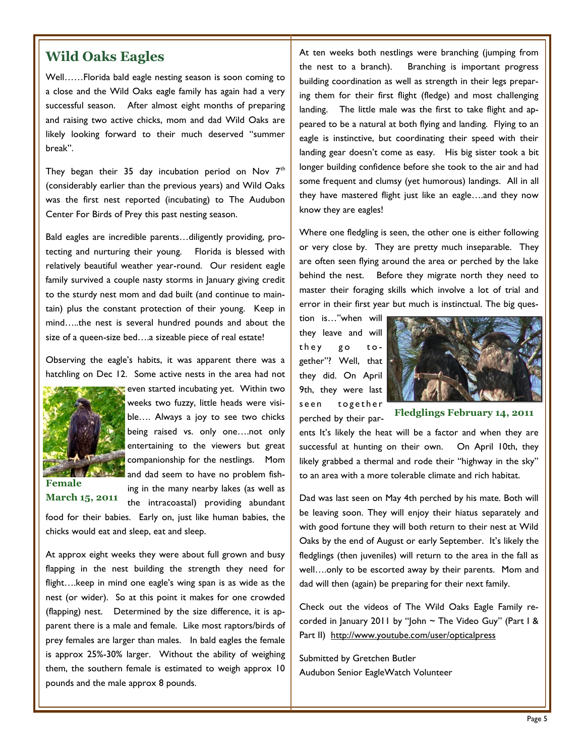## Wild Oaks Eagles

Well……Florida bald eagle nesting season is soon coming to a close and the Wild Oaks eagle family has again had a very successful season. After almost eight months of preparing and raising two active chicks, mom and dad Wild Oaks are likely looking forward to their much deserved "summer break".

They began their 35 day incubation period on Nov 7th (considerably earlier than the previous years) and Wild Oaks was the first nest reported (incubating) to The Audubon Center For Birds of Prey this past nesting season.

Bald eagles are incredible parents…diligently providing, protecting and nurturing their young. Florida is blessed with relatively beautiful weather year-round. Our resident eagle family survived a couple nasty storms in January giving credit to the sturdy nest mom and dad built (and continue to maintain) plus the constant protection of their young. Keep in mind…..the nest is several hundred pounds and about the size of a queen-size bed….a sizeable piece of real estate!

Observing the eagle's habits, it was apparent there was a hatchling on Dec 12. Some active nests in the area had not even started incubating yet. Within two weeks two fuzzy, little heads were visible…. Always a joy to see two chicks being raised vs. only one….not only entertaining to the viewers but great companionship for the nestlings. Mom and dad seem to have no problem fishing in the many nearby lakes (as well as the intracoastal) providing abundant food for their babies. Early on, just like human babies, the chicks would eat and sleep, eat and sleep.

**Female March 15, 2011**

At approx eight weeks they were about full grown and busy flapping in the nest building the strength they need for flight….keep in mind one eagle's wing span is as wide as the nest (or wider). So at this point it makes for one crowded (flapping) nest. Determined by the size difference, it is apparent there is a male and female. Like most raptors/birds of prey females are larger than males. In bald eagles the female is approx 25%-30% larger. Without the ability of weighing them, the southern female is estimated to weigh approx 10 pounds and the male approx 8 pounds.

At ten weeks both nestlings were branching (jumping from the nest to a branch). Branching is important progress building coordination as well as strength in their legs preparing them for their first flight (fledge) and most challenging landing. The little male was the first to take flight and appeared to be a natural at both flying and landing. Flying to an eagle is instinctive, but coordinating their speed with their landing gear doesn't come as easy. His big sister took a bit longer building confidence before she took to the air and had some frequent and clumsy (yet humorous) landings. All in all they have mastered flight just like an eagle….and they now know they are eagles!

Where one fledgling is seen, the other one is either following or very close by. They are pretty much inseparable. They are often seen flying around the area or perched by the lake behind the nest. Before they migrate north they need to master their foraging skills which involve a lot of trial and error in their first year but much is instinctual. The big question is…"when will they leave and will they go together"? Well, that they did. On April 9th, they were last seen together perched by their parents It's likely the heat will be a factor and when they are successful at hunting on their own. On April 10th, they likely grabbed a thermal and rode their "highway in the sky" to an area with a more tolerable climate and rich habitat.

**Fledglings February 14, 2011**

Dad was last seen on May 4th perched by his mate. Both will be leaving soon. They will enjoy their hiatus separately and with good fortune they will both return to their nest at Wild Oaks by the end of August or early September. It's likely the fledglings (then juveniles) will return to the area in the fall as well….only to be escorted away by their parents. Mom and dad will then (again) be preparing for their next family.

Check out the videos of The Wild Oaks Eagle Family recorded in January 2011 by "John ~ The Video Guy" (Part I & Part II) http://www.youtube.com/user/opticalpress

Submitted by Gretchen Butler
Audubon Senior EagleWatch Volunteer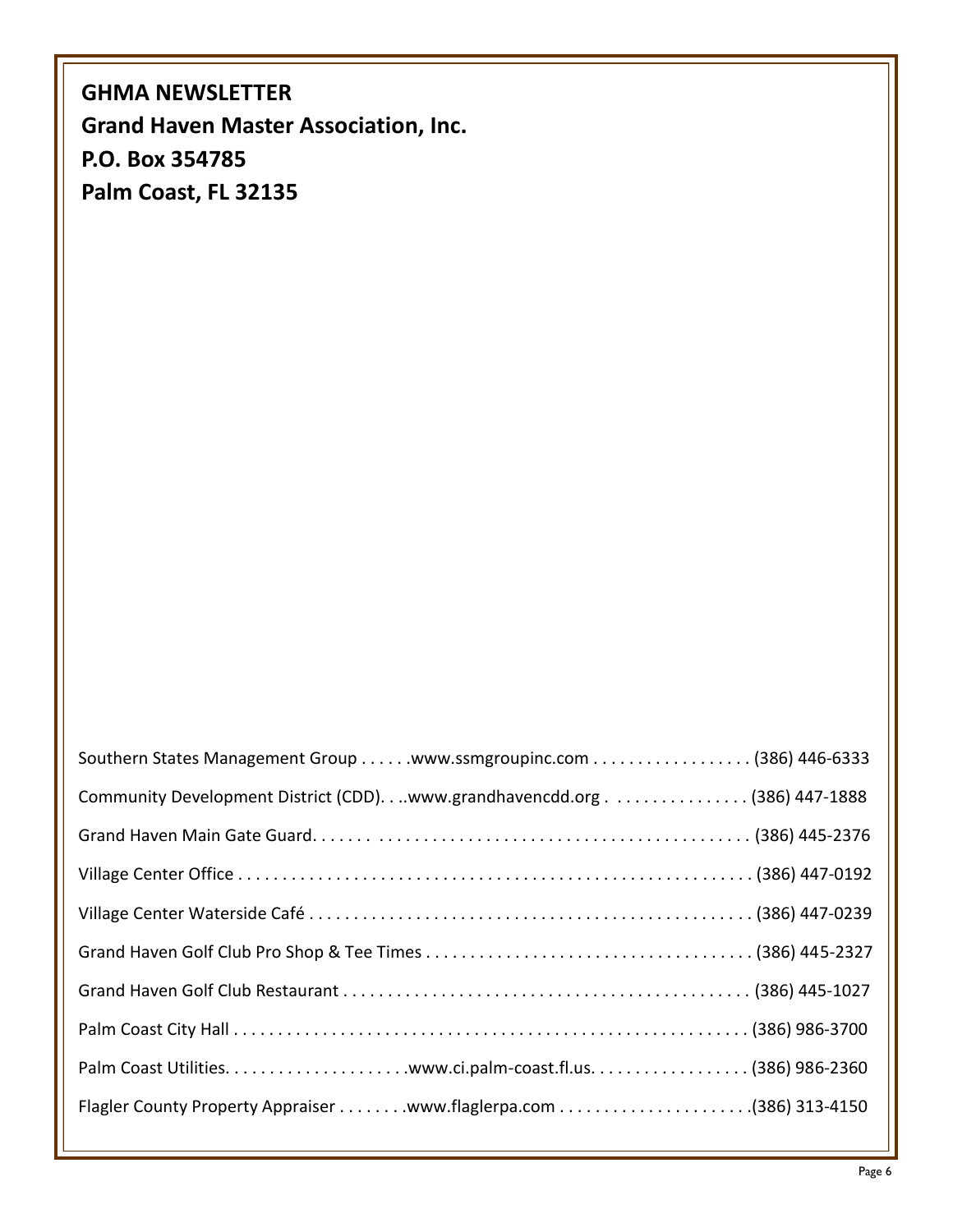**GHMA NEWSLETTER**
**Grand Haven Master Association, Inc.**
**P.O. Box 354785**
**Palm Coast, FL 32135**

Southern States Management Group . . . . . .www.ssmgroupinc.com . . . . . . . . . . . . . . . . . . (386) 446-6333

Community Development District (CDD). . ..www.grandhavencdd.org . . . . . . . . . . . . . . . . (386) 447-1888

Grand Haven Main Gate Guard. . . . . . . . . . . . . . . . . . . . . . . . . . . . . . . . . . . . . . . . . . . . . . . . (386) 445-2376

Village Center Office . . . . . . . . . . . . . . . . . . . . . . . . . . . . . . . . . . . . . . . . . . . . . . . . . . . . . . . . (386) 447-0192

Village Center Waterside Café . . . . . . . . . . . . . . . . . . . . . . . . . . . . . . . . . . . . . . . . . . . . . . . . (386) 447-0239

Grand Haven Golf Club Pro Shop & Tee Times . . . . . . . . . . . . . . . . . . . . . . . . . . . . . . . . . . . . (386) 445-2327

Grand Haven Golf Club Restaurant . . . . . . . . . . . . . . . . . . . . . . . . . . . . . . . . . . . . . . . . . . . . . (386) 445-1027

Palm Coast City Hall . . . . . . . . . . . . . . . . . . . . . . . . . . . . . . . . . . . . . . . . . . . . . . . . . . . . . . . . (386) 986-3700

Palm Coast Utilities. . . . . . . . . . . . . . . . . . . . .www.ci.palm-coast.fl.us. . . . . . . . . . . . . . . . . . (386) 986-2360

Flagler County Property Appraiser . . . . . . . .www.flaglerpa.com . . . . . . . . . . . . . . . . . . . . . .(386) 313-4150